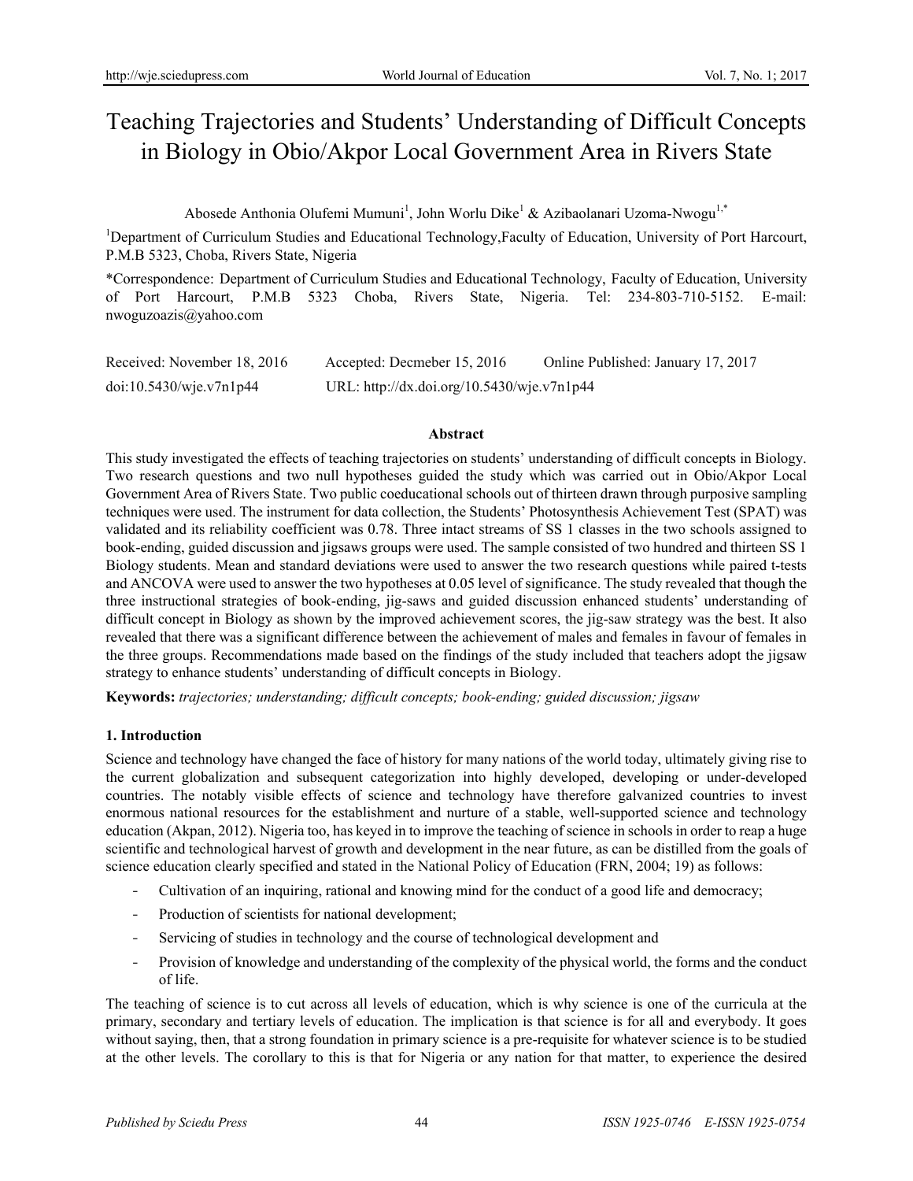# Teaching Trajectories and Students' Understanding of Difficult Concepts in Biology in Obio/Akpor Local Government Area in Rivers State

Abosede Anthonia Olufemi Mumuni[1], John Worlu Dike[1] & Azibaolanari Uzoma-Nwogu[1,*]

[1]Department of Curriculum Studies and Educational Technology,Faculty of Education, University of Port Harcourt, P.M.B 5323, Choba, Rivers State, Nigeria

*Correspondence: Department of Curriculum Studies and Educational Technology, Faculty of Education, University of Port Harcourt, P.M.B 5323 Choba, Rivers State, Nigeria. Tel: 234-803-710-5152. E-mail: nwoguzoazis@yahoo.com

Received: November 18, 2016 Accepted: Decmeber 15, 2016 Online Published: January 17, 2017

doi:10.5430/wje.v7n1p44 URL: http://dx.doi.org/10.5430/wje.v7n1p44

## Abstract

This study investigated the effects of teaching trajectories on students' understanding of difficult concepts in Biology. Two research questions and two null hypotheses guided the study which was carried out in Obio/Akpor Local Government Area of Rivers State. Two public coeducational schools out of thirteen drawn through purposive sampling techniques were used. The instrument for data collection, the Students' Photosynthesis Achievement Test (SPAT) was validated and its reliability coefficient was 0.78. Three intact streams of SS 1 classes in the two schools assigned to book-ending, guided discussion and jigsaws groups were used. The sample consisted of two hundred and thirteen SS 1 Biology students. Mean and standard deviations were used to answer the two research questions while paired t-tests and ANCOVA were used to answer the two hypotheses at 0.05 level of significance. The study revealed that though the three instructional strategies of book-ending, jig-saws and guided discussion enhanced students' understanding of difficult concept in Biology as shown by the improved achievement scores, the jig-saw strategy was the best. It also revealed that there was a significant difference between the achievement of males and females in favour of females in the three groups. Recommendations made based on the findings of the study included that teachers adopt the jigsaw strategy to enhance students' understanding of difficult concepts in Biology.

**Keywords:** *trajectories; understanding; difficult concepts; book-ending; guided discussion; jigsaw*

## 1. Introduction

Science and technology have changed the face of history for many nations of the world today, ultimately giving rise to the current globalization and subsequent categorization into highly developed, developing or under-developed countries. The notably visible effects of science and technology have therefore galvanized countries to invest enormous national resources for the establishment and nurture of a stable, well-supported science and technology education (Akpan, 2012). Nigeria too, has keyed in to improve the teaching of science in schools in order to reap a huge scientific and technological harvest of growth and development in the near future, as can be distilled from the goals of science education clearly specified and stated in the National Policy of Education (FRN, 2004; 19) as follows:

- Cultivation of an inquiring, rational and knowing mind for the conduct of a good life and democracy;
- Production of scientists for national development;
- Servicing of studies in technology and the course of technological development and
- Provision of knowledge and understanding of the complexity of the physical world, the forms and the conduct of life.

The teaching of science is to cut across all levels of education, which is why science is one of the curricula at the primary, secondary and tertiary levels of education. The implication is that science is for all and everybody. It goes without saying, then, that a strong foundation in primary science is a pre-requisite for whatever science is to be studied at the other levels. The corollary to this is that for Nigeria or any nation for that matter, to experience the desired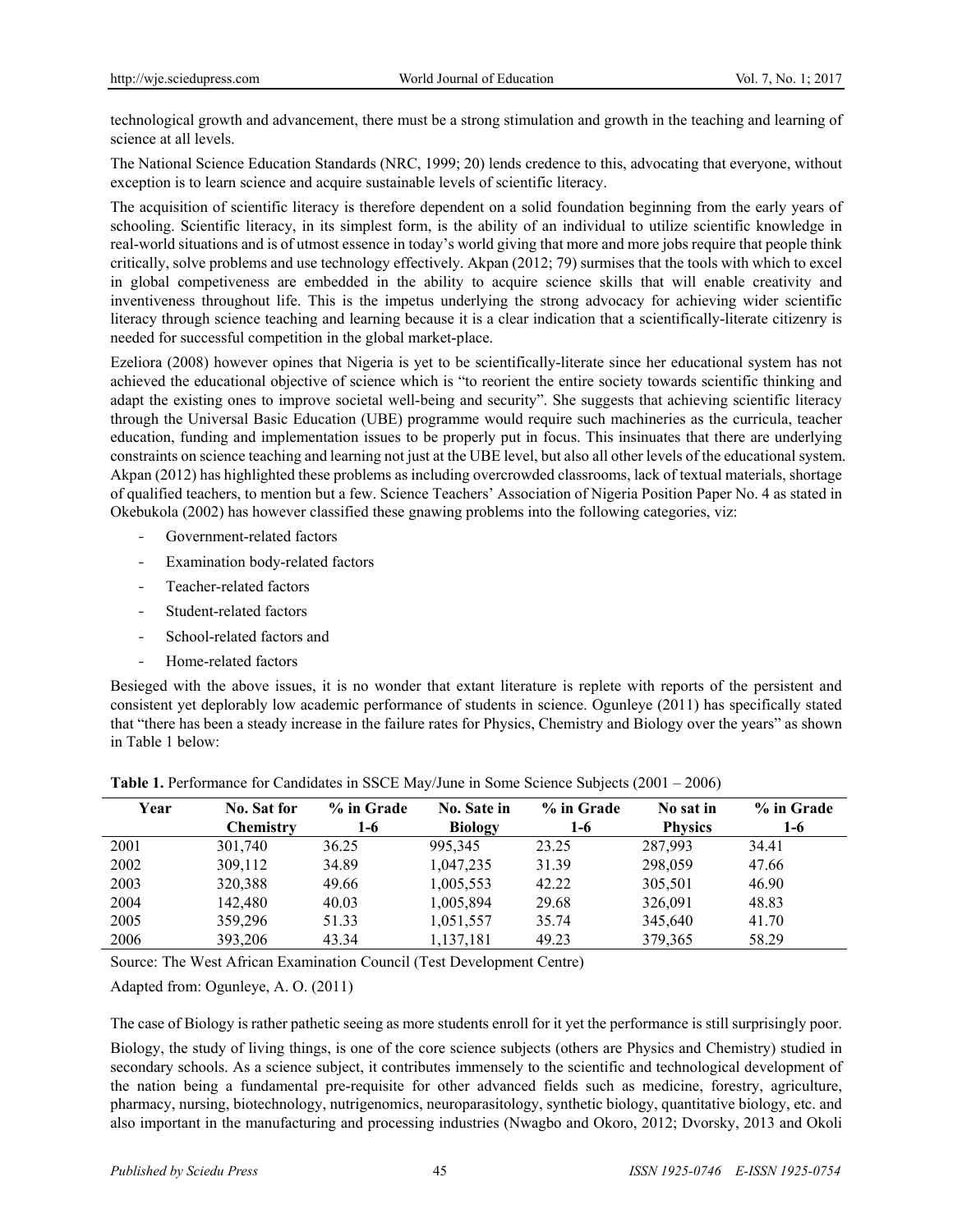technological growth and advancement, there must be a strong stimulation and growth in the teaching and learning of science at all levels.

The National Science Education Standards (NRC, 1999; 20) lends credence to this, advocating that everyone, without exception is to learn science and acquire sustainable levels of scientific literacy.

The acquisition of scientific literacy is therefore dependent on a solid foundation beginning from the early years of schooling. Scientific literacy, in its simplest form, is the ability of an individual to utilize scientific knowledge in real-world situations and is of utmost essence in today's world giving that more and more jobs require that people think critically, solve problems and use technology effectively. Akpan (2012; 79) surmises that the tools with which to excel in global competitiveness are embedded in the ability to acquire science skills that will enable creativity and inventiveness throughout life. This is the impetus underlying the strong advocacy for achieving wider scientific literacy through science teaching and learning because it is a clear indication that a scientifically-literate citizenry is needed for successful competition in the global market-place.

Ezeliora (2008) however opines that Nigeria is yet to be scientifically-literate since her educational system has not achieved the educational objective of science which is "to reorient the entire society towards scientific thinking and adapt the existing ones to improve societal well-being and security". She suggests that achieving scientific literacy through the Universal Basic Education (UBE) programme would require such machineries as the curricula, teacher education, funding and implementation issues to be properly put in focus. This insinuates that there are underlying constraints on science teaching and learning not just at the UBE level, but also all other levels of the educational system. Akpan (2012) has highlighted these problems as including overcrowded classrooms, lack of textual materials, shortage of qualified teachers, to mention but a few. Science Teachers' Association of Nigeria Position Paper No. 4 as stated in Okebukola (2002) has however classified these gnawing problems into the following categories, viz:

- Government-related factors
- Examination body-related factors
- Teacher-related factors
- Student-related factors
- School-related factors and
- Home-related factors

Besieged with the above issues, it is no wonder that extant literature is replete with reports of the persistent and consistent yet deplorably low academic performance of students in science. Ogunleye (2011) has specifically stated that "there has been a steady increase in the failure rates for Physics, Chemistry and Biology over the years" as shown in Table 1 below:

**Table 1.** Performance for Candidates in SSCE May/June in Some Science Subjects (2001 – 2006)

| Year | No. Sat for Chemistry | % in Grade 1-6 | No. Sate in Biology | % in Grade 1-6 | No sat in Physics | % in Grade 1-6 |
|---|---|---|---|---|---|---|
| 2001 | 301,740 | 36.25 | 995,345 | 23.25 | 287,993 | 34.41 |
| 2002 | 309,112 | 34.89 | 1,047,235 | 31.39 | 298,059 | 47.66 |
| 2003 | 320,388 | 49.66 | 1,005,553 | 42.22 | 305,501 | 46.90 |
| 2004 | 142,480 | 40.03 | 1,005,894 | 29.68 | 326,091 | 48.83 |
| 2005 | 359,296 | 51.33 | 1,051,557 | 35.74 | 345,640 | 41.70 |
| 2006 | 393,206 | 43.34 | 1,137,181 | 49.23 | 379,365 | 58.29 |

Source: The West African Examination Council (Test Development Centre)

Adapted from: Ogunleye, A. O. (2011)

The case of Biology is rather pathetic seeing as more students enroll for it yet the performance is still surprisingly poor.

Biology, the study of living things, is one of the core science subjects (others are Physics and Chemistry) studied in secondary schools. As a science subject, it contributes immensely to the scientific and technological development of the nation being a fundamental pre-requisite for other advanced fields such as medicine, forestry, agriculture, pharmacy, nursing, biotechnology, nutrigenomics, neuroparasitology, synthetic biology, quantitative biology, etc. and also important in the manufacturing and processing industries (Nwagbo and Okoro, 2012; Dvorsky, 2013 and Okoli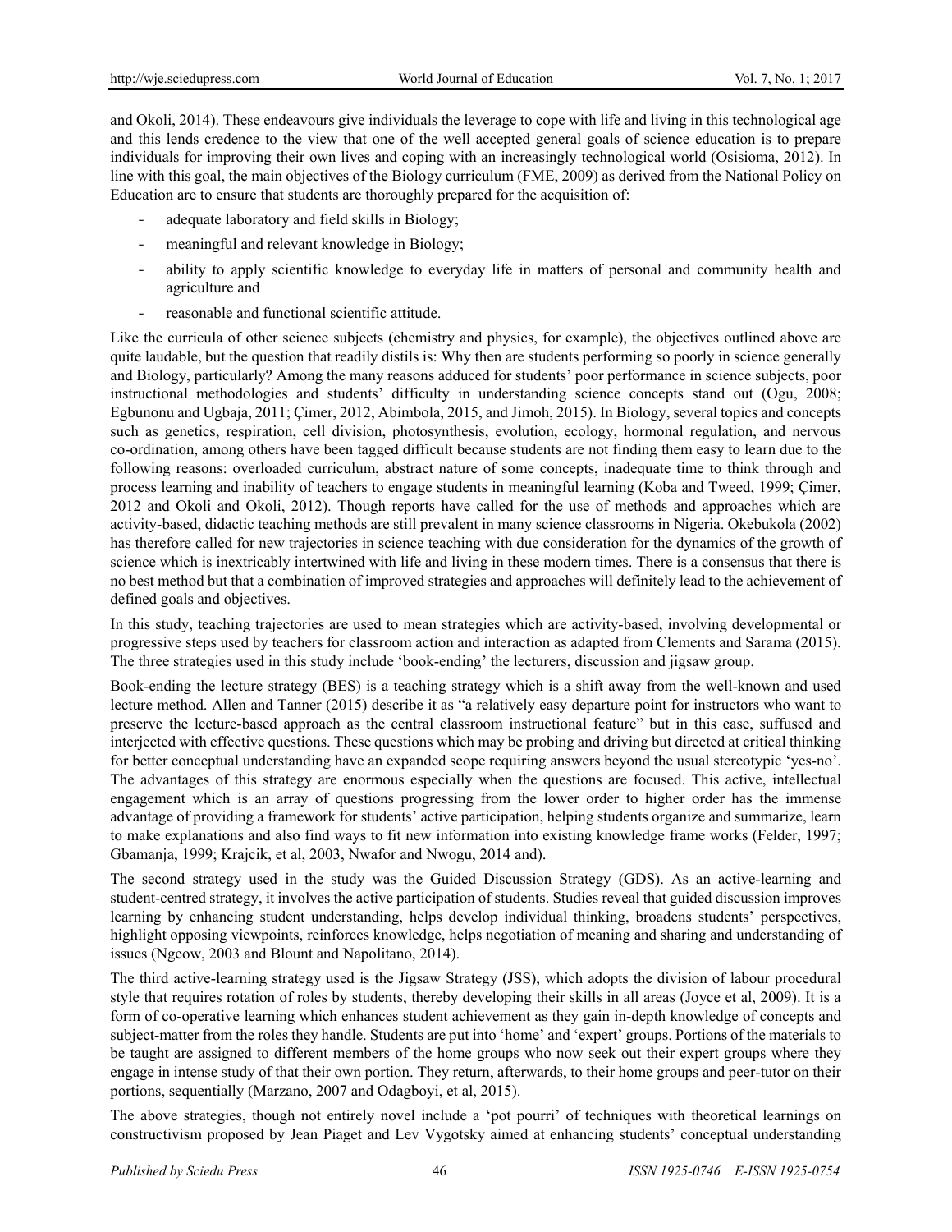and Okoli, 2014). These endeavours give individuals the leverage to cope with life and living in this technological age and this lends credence to the view that one of the well accepted general goals of science education is to prepare individuals for improving their own lives and coping with an increasingly technological world (Osisioma, 2012). In line with this goal, the main objectives of the Biology curriculum (FME, 2009) as derived from the National Policy on Education are to ensure that students are thoroughly prepared for the acquisition of:

- adequate laboratory and field skills in Biology;
- meaningful and relevant knowledge in Biology;
- ability to apply scientific knowledge to everyday life in matters of personal and community health and agriculture and
- reasonable and functional scientific attitude.

Like the curricula of other science subjects (chemistry and physics, for example), the objectives outlined above are quite laudable, but the question that readily distils is: Why then are students performing so poorly in science generally and Biology, particularly? Among the many reasons adduced for students' poor performance in science subjects, poor instructional methodologies and students' difficulty in understanding science concepts stand out (Ogu, 2008; Egbunonu and Ugbaja, 2011; Çimer, 2012, Abimbola, 2015, and Jimoh, 2015). In Biology, several topics and concepts such as genetics, respiration, cell division, photosynthesis, evolution, ecology, hormonal regulation, and nervous co-ordination, among others have been tagged difficult because students are not finding them easy to learn due to the following reasons: overloaded curriculum, abstract nature of some concepts, inadequate time to think through and process learning and inability of teachers to engage students in meaningful learning (Koba and Tweed, 1999; Çimer, 2012 and Okoli and Okoli, 2012). Though reports have called for the use of methods and approaches which are activity-based, didactic teaching methods are still prevalent in many science classrooms in Nigeria. Okebukola (2002) has therefore called for new trajectories in science teaching with due consideration for the dynamics of the growth of science which is inextricably intertwined with life and living in these modern times. There is a consensus that there is no best method but that a combination of improved strategies and approaches will definitely lead to the achievement of defined goals and objectives.

In this study, teaching trajectories are used to mean strategies which are activity-based, involving developmental or progressive steps used by teachers for classroom action and interaction as adapted from Clements and Sarama (2015). The three strategies used in this study include 'book-ending' the lecturers, discussion and jigsaw group.

Book-ending the lecture strategy (BES) is a teaching strategy which is a shift away from the well-known and used lecture method. Allen and Tanner (2015) describe it as "a relatively easy departure point for instructors who want to preserve the lecture-based approach as the central classroom instructional feature" but in this case, suffused and interjected with effective questions. These questions which may be probing and driving but directed at critical thinking for better conceptual understanding have an expanded scope requiring answers beyond the usual stereotypic 'yes-no'. The advantages of this strategy are enormous especially when the questions are focused. This active, intellectual engagement which is an array of questions progressing from the lower order to higher order has the immense advantage of providing a framework for students' active participation, helping students organize and summarize, learn to make explanations and also find ways to fit new information into existing knowledge frame works (Felder, 1997; Gbamanja, 1999; Krajcik, et al, 2003, Nwafor and Nwogu, 2014 and).

The second strategy used in the study was the Guided Discussion Strategy (GDS). As an active-learning and student-centred strategy, it involves the active participation of students. Studies reveal that guided discussion improves learning by enhancing student understanding, helps develop individual thinking, broadens students' perspectives, highlight opposing viewpoints, reinforces knowledge, helps negotiation of meaning and sharing and understanding of issues (Ngeow, 2003 and Blount and Napolitano, 2014).

The third active-learning strategy used is the Jigsaw Strategy (JSS), which adopts the division of labour procedural style that requires rotation of roles by students, thereby developing their skills in all areas (Joyce et al, 2009). It is a form of co-operative learning which enhances student achievement as they gain in-depth knowledge of concepts and subject-matter from the roles they handle. Students are put into 'home' and 'expert' groups. Portions of the materials to be taught are assigned to different members of the home groups who now seek out their expert groups where they engage in intense study of that their own portion. They return, afterwards, to their home groups and peer-tutor on their portions, sequentially (Marzano, 2007 and Odagboyi, et al, 2015).

The above strategies, though not entirely novel include a 'pot pourri' of techniques with theoretical learnings on constructivism proposed by Jean Piaget and Lev Vygotsky aimed at enhancing students' conceptual understanding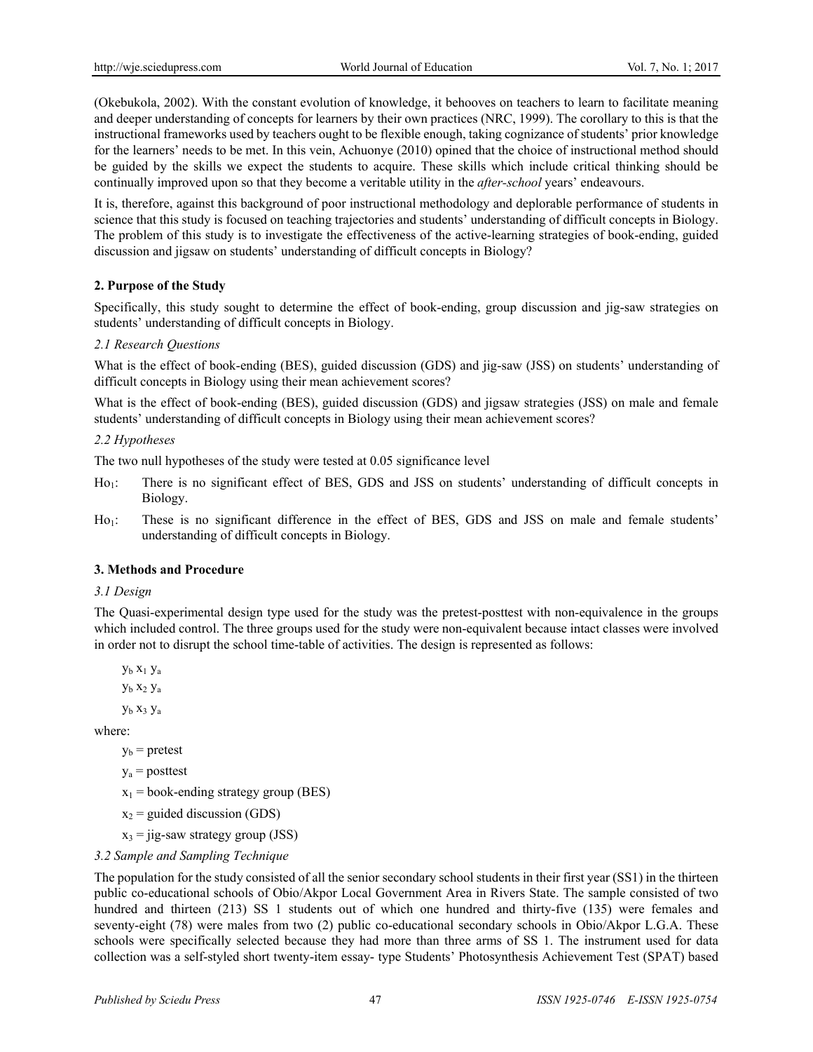(Okebukola, 2002). With the constant evolution of knowledge, it behooves on teachers to learn to facilitate meaning and deeper understanding of concepts for learners by their own practices (NRC, 1999). The corollary to this is that the instructional frameworks used by teachers ought to be flexible enough, taking cognizance of students' prior knowledge for the learners' needs to be met. In this vein, Achuonye (2010) opined that the choice of instructional method should be guided by the skills we expect the students to acquire. These skills which include critical thinking should be continually improved upon so that they become a veritable utility in the *after-school* years' endeavours.

It is, therefore, against this background of poor instructional methodology and deplorable performance of students in science that this study is focused on teaching trajectories and students' understanding of difficult concepts in Biology. The problem of this study is to investigate the effectiveness of the active-learning strategies of book-ending, guided discussion and jigsaw on students' understanding of difficult concepts in Biology?

## 2. Purpose of the Study

Specifically, this study sought to determine the effect of book-ending, group discussion and jig-saw strategies on students' understanding of difficult concepts in Biology.

### *2.1 Research Questions*

What is the effect of book-ending (BES), guided discussion (GDS) and jig-saw (JSS) on students' understanding of difficult concepts in Biology using their mean achievement scores?

What is the effect of book-ending (BES), guided discussion (GDS) and jigsaw strategies (JSS) on male and female students' understanding of difficult concepts in Biology using their mean achievement scores?

### *2.2 Hypotheses*

The two null hypotheses of the study were tested at 0.05 significance level

- $Ho_1$: There is no significant effect of BES, GDS and JSS on students' understanding of difficult concepts in Biology.
- $Ho_1$: These is no significant difference in the effect of BES, GDS and JSS on male and female students' understanding of difficult concepts in Biology.

## 3. Methods and Procedure

### *3.1 Design*

The Quasi-experimental design type used for the study was the pretest-posttest with non-equivalence in the groups which included control. The three groups used for the study were non-equivalent because intact classes were involved in order not to disrupt the school time-table of activities. The design is represented as follows:

$y_b\ x_1\ y_a$

$y_b\ x_2\ y_a$

$y_b\ x_3\ y_a$

where:

$y_b$ = pretest

$y_a$ = posttest

$x_1$ = book-ending strategy group (BES)

$x_2$ = guided discussion (GDS)

$x_3$ = jig-saw strategy group (JSS)

### *3.2 Sample and Sampling Technique*

The population for the study consisted of all the senior secondary school students in their first year (SS1) in the thirteen public co-educational schools of Obio/Akpor Local Government Area in Rivers State. The sample consisted of two hundred and thirteen (213) SS 1 students out of which one hundred and thirty-five (135) were females and seventy-eight (78) were males from two (2) public co-educational secondary schools in Obio/Akpor L.G.A. These schools were specifically selected because they had more than three arms of SS 1. The instrument used for data collection was a self-styled short twenty-item essay- type Students' Photosynthesis Achievement Test (SPAT) based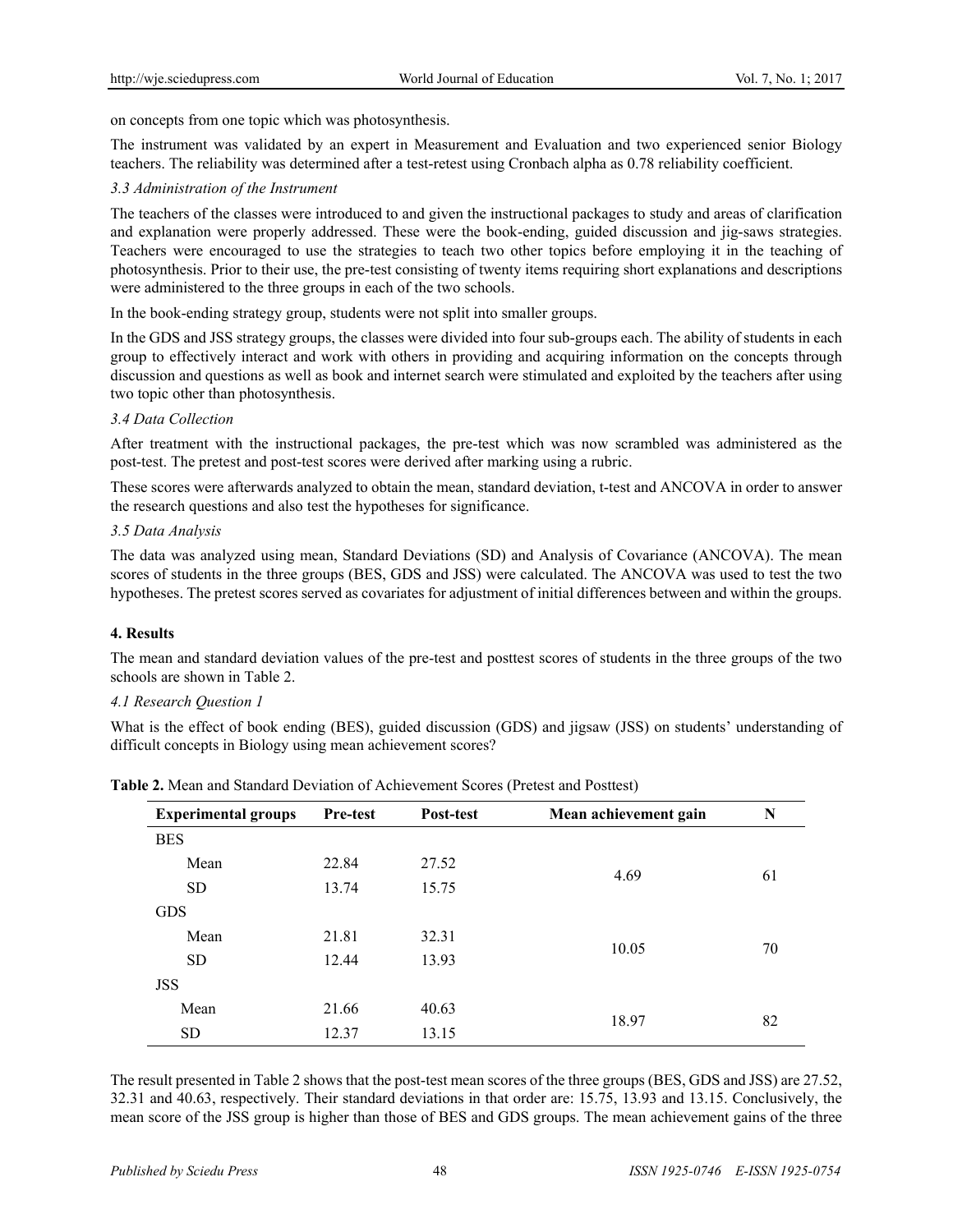on concepts from one topic which was photosynthesis.

The instrument was validated by an expert in Measurement and Evaluation and two experienced senior Biology teachers. The reliability was determined after a test-retest using Cronbach alpha as 0.78 reliability coefficient.

### *3.3 Administration of the Instrument*

The teachers of the classes were introduced to and given the instructional packages to study and areas of clarification and explanation were properly addressed. These were the book-ending, guided discussion and jig-saws strategies. Teachers were encouraged to use the strategies to teach two other topics before employing it in the teaching of photosynthesis. Prior to their use, the pre-test consisting of twenty items requiring short explanations and descriptions were administered to the three groups in each of the two schools.

In the book-ending strategy group, students were not split into smaller groups.

In the GDS and JSS strategy groups, the classes were divided into four sub-groups each. The ability of students in each group to effectively interact and work with others in providing and acquiring information on the concepts through discussion and questions as well as book and internet search were stimulated and exploited by the teachers after using two topic other than photosynthesis.

### *3.4 Data Collection*

After treatment with the instructional packages, the pre-test which was now scrambled was administered as the post-test. The pretest and post-test scores were derived after marking using a rubric.

These scores were afterwards analyzed to obtain the mean, standard deviation, t-test and ANCOVA in order to answer the research questions and also test the hypotheses for significance.

### *3.5 Data Analysis*

The data was analyzed using mean, Standard Deviations (SD) and Analysis of Covariance (ANCOVA). The mean scores of students in the three groups (BES, GDS and JSS) were calculated. The ANCOVA was used to test the two hypotheses. The pretest scores served as covariates for adjustment of initial differences between and within the groups.

## 4. Results

The mean and standard deviation values of the pre-test and posttest scores of students in the three groups of the two schools are shown in Table 2.

### *4.1 Research Question 1*

What is the effect of book ending (BES), guided discussion (GDS) and jigsaw (JSS) on students' understanding of difficult concepts in Biology using mean achievement scores?

**Table 2.** Mean and Standard Deviation of Achievement Scores (Pretest and Posttest)

| Experimental groups | Pre-test | Post-test | Mean achievement gain | N |
|---|---|---|---|---|
| BES | | | | |
| Mean | 22.84 | 27.52 | 4.69 | 61 |
| SD | 13.74 | 15.75 | | |
| GDS | | | | |
| Mean | 21.81 | 32.31 | 10.05 | 70 |
| SD | 12.44 | 13.93 | | |
| JSS | | | | |
| Mean | 21.66 | 40.63 | 18.97 | 82 |
| SD | 12.37 | 13.15 | | |

The result presented in Table 2 shows that the post-test mean scores of the three groups (BES, GDS and JSS) are 27.52, 32.31 and 40.63, respectively. Their standard deviations in that order are: 15.75, 13.93 and 13.15. Conclusively, the mean score of the JSS group is higher than those of BES and GDS groups. The mean achievement gains of the three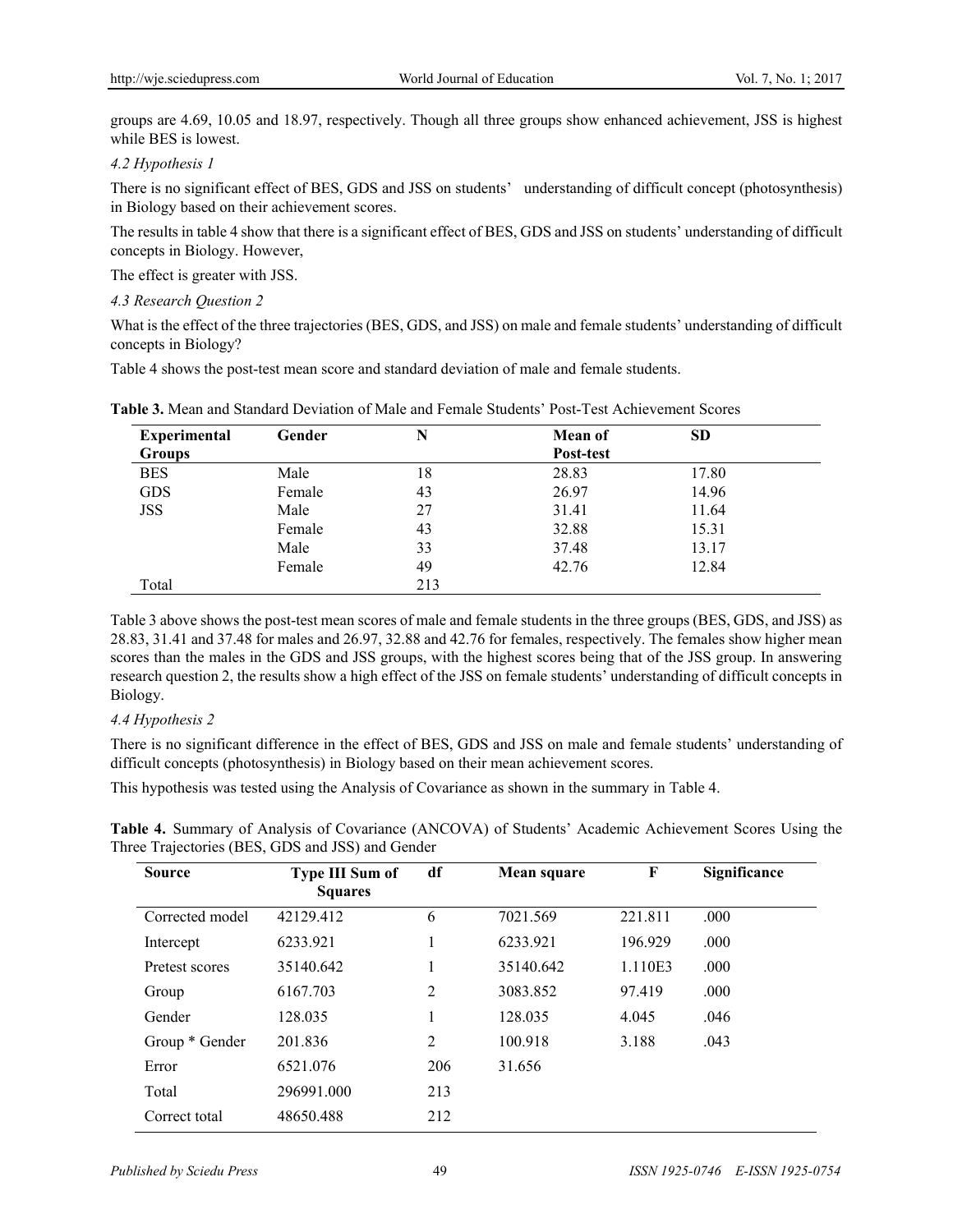groups are 4.69, 10.05 and 18.97, respectively. Though all three groups show enhanced achievement, JSS is highest while BES is lowest.

*4.2 Hypothesis 1*

There is no significant effect of BES, GDS and JSS on students' understanding of difficult concept (photosynthesis) in Biology based on their achievement scores.

The results in table 4 show that there is a significant effect of BES, GDS and JSS on students' understanding of difficult concepts in Biology. However,

The effect is greater with JSS.

*4.3 Research Question 2*

What is the effect of the three trajectories (BES, GDS, and JSS) on male and female students' understanding of difficult concepts in Biology?

Table 4 shows the post-test mean score and standard deviation of male and female students.

**Table 3.** Mean and Standard Deviation of Male and Female Students' Post-Test Achievement Scores

| Experimental Groups | Gender | N | Mean of Post-test | SD |
|---|---|---|---|---|
| BES | Male | 18 | 28.83 | 17.80 |
| GDS | Female | 43 | 26.97 | 14.96 |
| JSS | Male | 27 | 31.41 | 11.64 |
| | Female | 43 | 32.88 | 15.31 |
| | Male | 33 | 37.48 | 13.17 |
| | Female | 49 | 42.76 | 12.84 |
| Total | | 213 | | |

Table 3 above shows the post-test mean scores of male and female students in the three groups (BES, GDS, and JSS) as 28.83, 31.41 and 37.48 for males and 26.97, 32.88 and 42.76 for females, respectively. The females show higher mean scores than the males in the GDS and JSS groups, with the highest scores being that of the JSS group. In answering research question 2, the results show a high effect of the JSS on female students' understanding of difficult concepts in Biology.

*4.4 Hypothesis 2*

There is no significant difference in the effect of BES, GDS and JSS on male and female students' understanding of difficult concepts (photosynthesis) in Biology based on their mean achievement scores.

This hypothesis was tested using the Analysis of Covariance as shown in the summary in Table 4.

**Table 4.** Summary of Analysis of Covariance (ANCOVA) of Students' Academic Achievement Scores Using the Three Trajectories (BES, GDS and JSS) and Gender

| Source | Type III Sum of Squares | df | Mean square | F | Significance |
|---|---|---|---|---|---|
| Corrected model | 42129.412 | 6 | 7021.569 | 221.811 | .000 |
| Intercept | 6233.921 | 1 | 6233.921 | 196.929 | .000 |
| Pretest scores | 35140.642 | 1 | 35140.642 | 1.110E3 | .000 |
| Group | 6167.703 | 2 | 3083.852 | 97.419 | .000 |
| Gender | 128.035 | 1 | 128.035 | 4.045 | .046 |
| Group * Gender | 201.836 | 2 | 100.918 | 3.188 | .043 |
| Error | 6521.076 | 206 | 31.656 | | |
| Total | 296991.000 | 213 | | | |
| Correct total | 48650.488 | 212 | | | |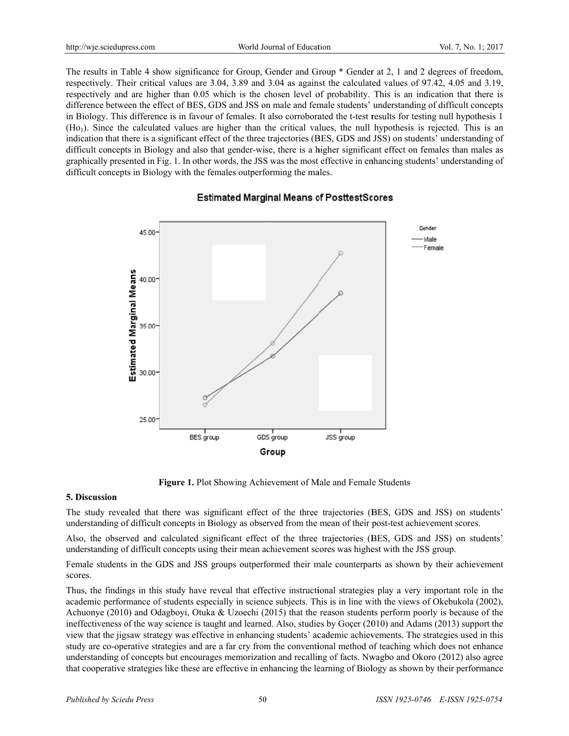The results in Table 4 show significance for Group, Gender and Group * Gender at 2, 1 and 2 degrees of freedom, respectively. Their critical values are 3.04, 3.89 and 3.04 as against the calculated values of 97.42, 4.05 and 3.19, respectively and are higher than 0.05 which is the chosen level of probability. This is an indication that there is difference between the effect of BES, GDS and JSS on male and female students' understanding of difficult concepts in Biology. This difference is in favour of females. It also corroborated the t-test results for testing null hypothesis 1 ($Ho_1$). Since the calculated values are higher than the critical values, the null hypothesis is rejected. This is an indication that there is a significant effect of the three trajectories (BES, GDS and JSS) on students' understanding of difficult concepts in Biology and also that gender-wise, there is a higher significant effect on females than males as graphically presented in Fig. 1. In other words, the JSS was the most effective in enhancing students' understanding of difficult concepts in Biology with the females outperforming the males.

**Figure 1.** Plot Showing Achievement of Male and Female Students

## 5. Discussion

The study revealed that there was significant effect of the three trajectories (BES, GDS and JSS) on students' understanding of difficult concepts in Biology as observed from the mean of their post-test achievement scores.

Also, the observed and calculated significant effect of the three trajectories (BES, GDS and JSS) on students' understanding of difficult concepts using their mean achievement scores was highest with the JSS group.

Female students in the GDS and JSS groups outperformed their male counterparts as shown by their achievement scores.

Thus, the findings in this study have reveal that effective instructional strategies play a very important role in the academic performance of students especially in science subjects. This is in line with the views of Okebukola (2002), Achuonye (2010) and Odagboyi, Otuka & Uzoechi (2015) that the reason students perform poorly is because of the ineffectiveness of the way science is taught and learned. Also, studies by Goçer (2010) and Adams (2013) support the view that the jigsaw strategy was effective in enhancing students' academic achievements. The strategies used in this study are co-operative strategies and are a far cry from the conventional method of teaching which does not enhance understanding of concepts but encourages memorization and recalling of facts. Nwagbo and Okoro (2012) also agree that cooperative strategies like these are effective in enhancing the learning of Biology as shown by their performance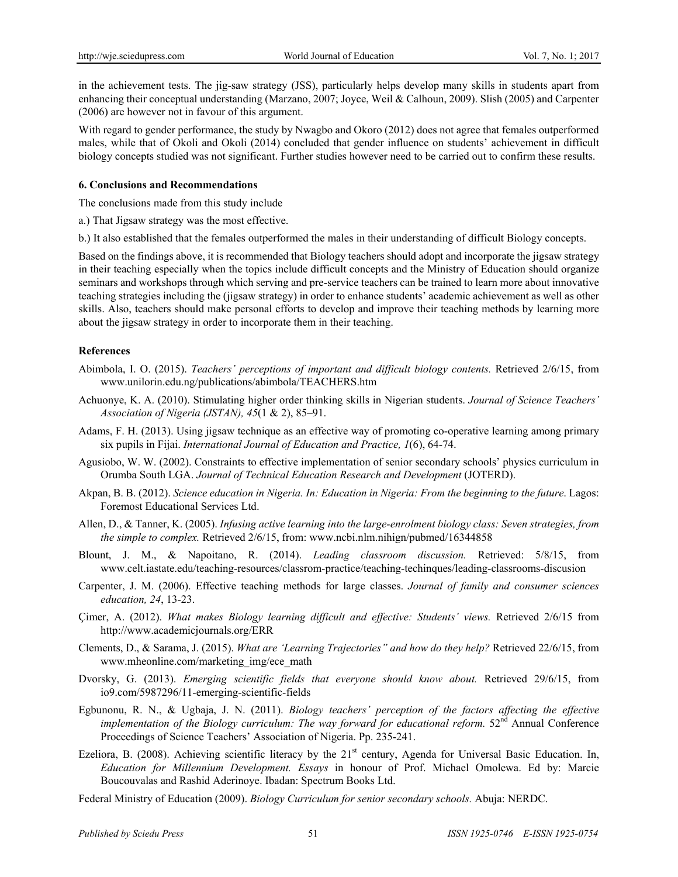in the achievement tests. The jig-saw strategy (JSS), particularly helps develop many skills in students apart from enhancing their conceptual understanding (Marzano, 2007; Joyce, Weil & Calhoun, 2009). Slish (2005) and Carpenter (2006) are however not in favour of this argument.

With regard to gender performance, the study by Nwagbo and Okoro (2012) does not agree that females outperformed males, while that of Okoli and Okoli (2014) concluded that gender influence on students' achievement in difficult biology concepts studied was not significant. Further studies however need to be carried out to confirm these results.

## 6. Conclusions and Recommendations

The conclusions made from this study include

a.) That Jigsaw strategy was the most effective.

b.) It also established that the females outperformed the males in their understanding of difficult Biology concepts.

Based on the findings above, it is recommended that Biology teachers should adopt and incorporate the jigsaw strategy in their teaching especially when the topics include difficult concepts and the Ministry of Education should organize seminars and workshops through which serving and pre-service teachers can be trained to learn more about innovative teaching strategies including the (jigsaw strategy) in order to enhance students' academic achievement as well as other skills. Also, teachers should make personal efforts to develop and improve their teaching methods by learning more about the jigsaw strategy in order to incorporate them in their teaching.

## References

Abimbola, I. O. (2015). *Teachers' perceptions of important and difficult biology contents.* Retrieved 2/6/15, from www.unilorin.edu.ng/publications/abimbola/TEACHERS.htm

Achuonye, K. A. (2010). Stimulating higher order thinking skills in Nigerian students. *Journal of Science Teachers' Association of Nigeria (JSTAN), 45*(1 & 2), 85–91.

Adams, F. H. (2013). Using jigsaw technique as an effective way of promoting co-operative learning among primary six pupils in Fijai. *International Journal of Education and Practice, 1*(6), 64-74.

Agusiobo, W. W. (2002). Constraints to effective implementation of senior secondary schools' physics curriculum in Orumba South LGA. *Journal of Technical Education Research and Development* (JOTERD).

Akpan, B. B. (2012). *Science education in Nigeria. In: Education in Nigeria: From the beginning to the future*. Lagos: Foremost Educational Services Ltd.

Allen, D., & Tanner, K. (2005). *Infusing active learning into the large-enrolment biology class: Seven strategies, from the simple to complex.* Retrieved 2/6/15, from: www.ncbi.nlm.nihign/pubmed/16344858

Blount, J. M., & Napoitano, R. (2014). *Leading classroom discussion.* Retrieved: 5/8/15, from www.celt.iastate.edu/teaching-resources/classrom-practice/teaching-techinques/leading-classrooms-discusion

Carpenter, J. M. (2006). Effective teaching methods for large classes. *Journal of family and consumer sciences education, 24*, 13-23.

Çimer, A. (2012). *What makes Biology learning difficult and effective: Students' views.* Retrieved 2/6/15 from http://www.academicjournals.org/ERR

Clements, D., & Sarama, J. (2015). *What are 'Learning Trajectories" and how do they help?* Retrieved 22/6/15, from www.mheonline.com/marketing_img/ece_math

Dvorsky, G. (2013). *Emerging scientific fields that everyone should know about.* Retrieved 29/6/15, from io9.com/5987296/11-emerging-scientific-fields

Egbunonu, R. N., & Ugbaja, J. N. (2011). *Biology teachers' perception of the factors affecting the effective implementation of the Biology curriculum: The way forward for educational reform.* 52nd Annual Conference Proceedings of Science Teachers' Association of Nigeria. Pp. 235-241.

Ezeliora, B. (2008). Achieving scientific literacy by the 21st century, Agenda for Universal Basic Education. In, *Education for Millennium Development. Essays* in honour of Prof. Michael Omolewa. Ed by: Marcie Boucouvalas and Rashid Aderinoye. Ibadan: Spectrum Books Ltd.

Federal Ministry of Education (2009). *Biology Curriculum for senior secondary schools.* Abuja: NERDC.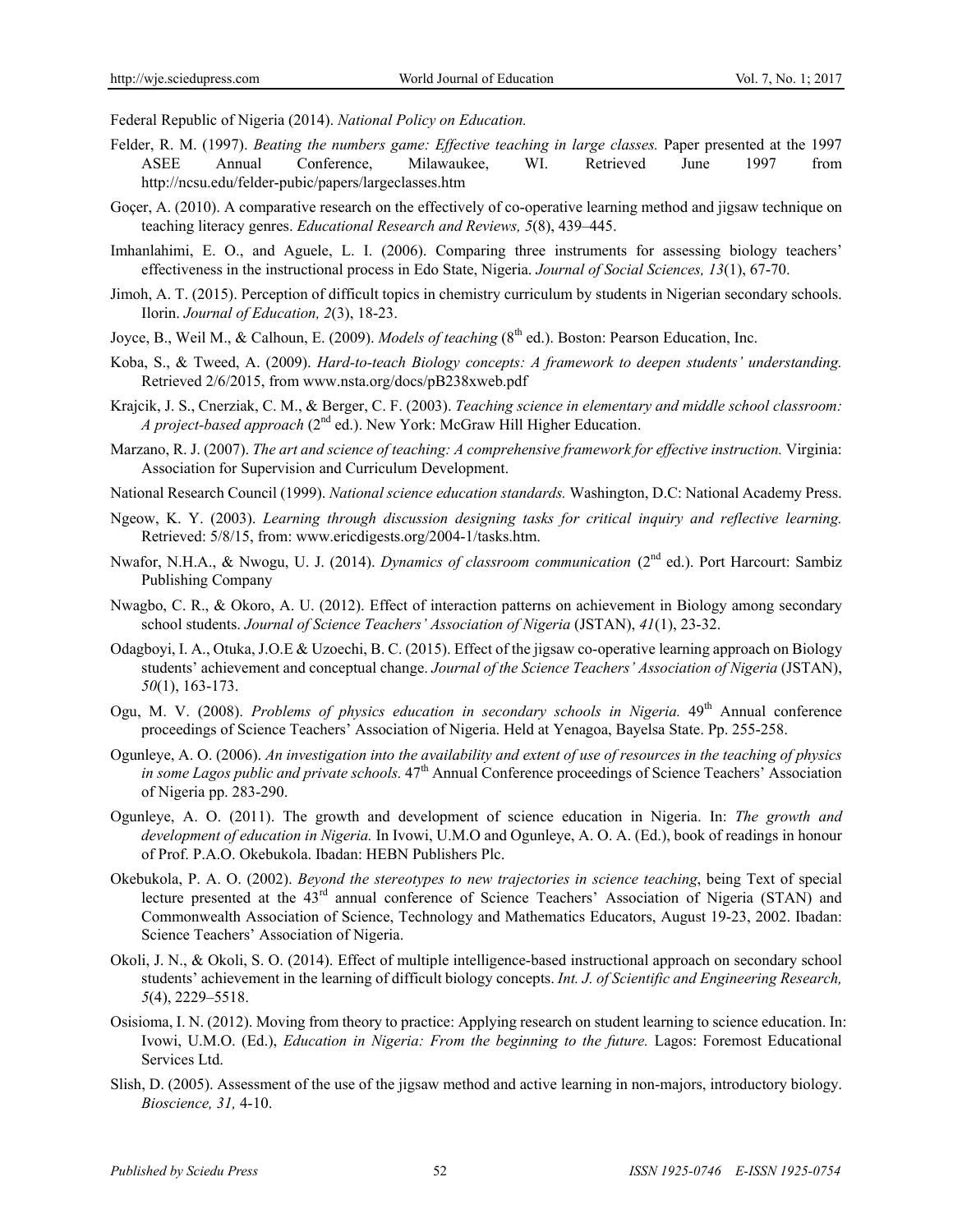Federal Republic of Nigeria (2014). *National Policy on Education.*

Felder, R. M. (1997). *Beating the numbers game: Effective teaching in large classes.* Paper presented at the 1997 ASEE Annual Conference, Milawaukee, WI. Retrieved June 1997 from http://ncsu.edu/felder-pubic/papers/largeclasses.htm

Goçer, A. (2010). A comparative research on the effectively of co-operative learning method and jigsaw technique on teaching literacy genres. *Educational Research and Reviews, 5*(8), 439–445.

Imhanlahimi, E. O., and Aguele, L. I. (2006). Comparing three instruments for assessing biology teachers' effectiveness in the instructional process in Edo State, Nigeria. *Journal of Social Sciences, 13*(1), 67-70.

Jimoh, A. T. (2015). Perception of difficult topics in chemistry curriculum by students in Nigerian secondary schools. Ilorin. *Journal of Education, 2*(3), 18-23.

Joyce, B., Weil M., & Calhoun, E. (2009). *Models of teaching* (8th ed.). Boston: Pearson Education, Inc.

Koba, S., & Tweed, A. (2009). *Hard-to-teach Biology concepts: A framework to deepen students' understanding.* Retrieved 2/6/2015, from www.nsta.org/docs/pB238xweb.pdf

Krajcik, J. S., Cnerziak, C. M., & Berger, C. F. (2003). *Teaching science in elementary and middle school classroom: A project-based approach* (2nd ed.). New York: McGraw Hill Higher Education.

Marzano, R. J. (2007). *The art and science of teaching: A comprehensive framework for effective instruction.* Virginia: Association for Supervision and Curriculum Development.

National Research Council (1999). *National science education standards.* Washington, D.C: National Academy Press.

Ngeow, K. Y. (2003). *Learning through discussion designing tasks for critical inquiry and reflective learning.* Retrieved: 5/8/15, from: www.ericdigests.org/2004-1/tasks.htm.

Nwafor, N.H.A., & Nwogu, U. J. (2014). *Dynamics of classroom communication* (2nd ed.). Port Harcourt: Sambiz Publishing Company

Nwagbo, C. R., & Okoro, A. U. (2012). Effect of interaction patterns on achievement in Biology among secondary school students. *Journal of Science Teachers' Association of Nigeria* (JSTAN), *41*(1), 23-32.

Odagboyi, I. A., Otuka, J.O.E & Uzoechi, B. C. (2015). Effect of the jigsaw co-operative learning approach on Biology students' achievement and conceptual change. *Journal of the Science Teachers' Association of Nigeria* (JSTAN), *50*(1), 163-173.

Ogu, M. V. (2008). *Problems of physics education in secondary schools in Nigeria.* 49th Annual conference proceedings of Science Teachers' Association of Nigeria. Held at Yenagoa, Bayelsa State. Pp. 255-258.

Ogunleye, A. O. (2006). *An investigation into the availability and extent of use of resources in the teaching of physics in some Lagos public and private schools.* 47th Annual Conference proceedings of Science Teachers' Association of Nigeria pp. 283-290.

Ogunleye, A. O. (2011). The growth and development of science education in Nigeria. In: *The growth and development of education in Nigeria.* In Ivowi, U.M.O and Ogunleye, A. O. A. (Ed.), book of readings in honour of Prof. P.A.O. Okebukola. Ibadan: HEBN Publishers Plc.

Okebukola, P. A. O. (2002). *Beyond the stereotypes to new trajectories in science teaching*, being Text of special lecture presented at the 43rd annual conference of Science Teachers' Association of Nigeria (STAN) and Commonwealth Association of Science, Technology and Mathematics Educators, August 19-23, 2002. Ibadan: Science Teachers' Association of Nigeria.

Okoli, J. N., & Okoli, S. O. (2014). Effect of multiple intelligence-based instructional approach on secondary school students' achievement in the learning of difficult biology concepts. *Int. J. of Scientific and Engineering Research, 5*(4), 2229–5518.

Osisioma, I. N. (2012). Moving from theory to practice: Applying research on student learning to science education. In: Ivowi, U.M.O. (Ed.), *Education in Nigeria: From the beginning to the future.* Lagos: Foremost Educational Services Ltd.

Slish, D. (2005). Assessment of the use of the jigsaw method and active learning in non-majors, introductory biology. *Bioscience, 31,* 4-10.